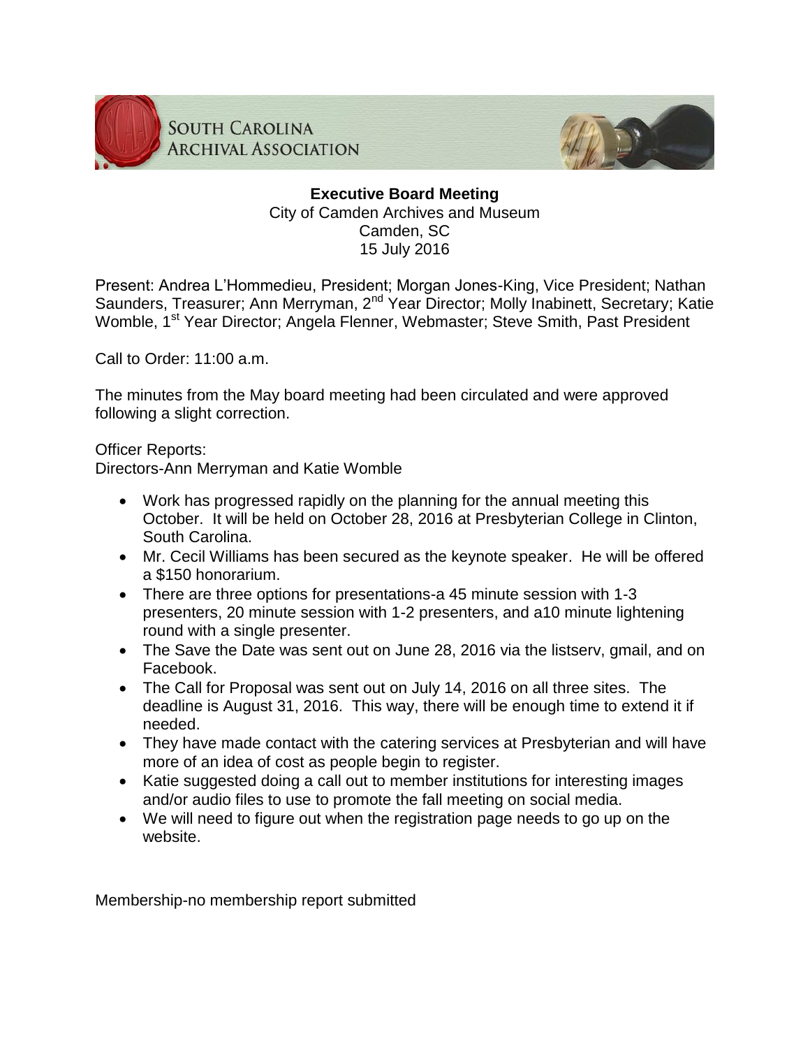South Carolina Archival Association

**Executive Board Meeting**
City of Camden Archives and Museum
Camden, SC
15 July 2016

Present: Andrea L'Hommedieu, President; Morgan Jones-King, Vice President; Nathan Saunders, Treasurer; Ann Merryman, 2nd Year Director; Molly Inabinett, Secretary; Katie Womble, 1st Year Director; Angela Flenner, Webmaster; Steve Smith, Past President

Call to Order: 11:00 a.m.

The minutes from the May board meeting had been circulated and were approved following a slight correction.

Officer Reports:
Directors-Ann Merryman and Katie Womble

- Work has progressed rapidly on the planning for the annual meeting this October. It will be held on October 28, 2016 at Presbyterian College in Clinton, South Carolina.
- Mr. Cecil Williams has been secured as the keynote speaker. He will be offered a $150 honorarium.
- There are three options for presentations-a 45 minute session with 1-3 presenters, 20 minute session with 1-2 presenters, and a10 minute lightening round with a single presenter.
- The Save the Date was sent out on June 28, 2016 via the listserv, gmail, and on Facebook.
- The Call for Proposal was sent out on July 14, 2016 on all three sites. The deadline is August 31, 2016. This way, there will be enough time to extend it if needed.
- They have made contact with the catering services at Presbyterian and will have more of an idea of cost as people begin to register.
- Katie suggested doing a call out to member institutions for interesting images and/or audio files to use to promote the fall meeting on social media.
- We will need to figure out when the registration page needs to go up on the website.

Membership-no membership report submitted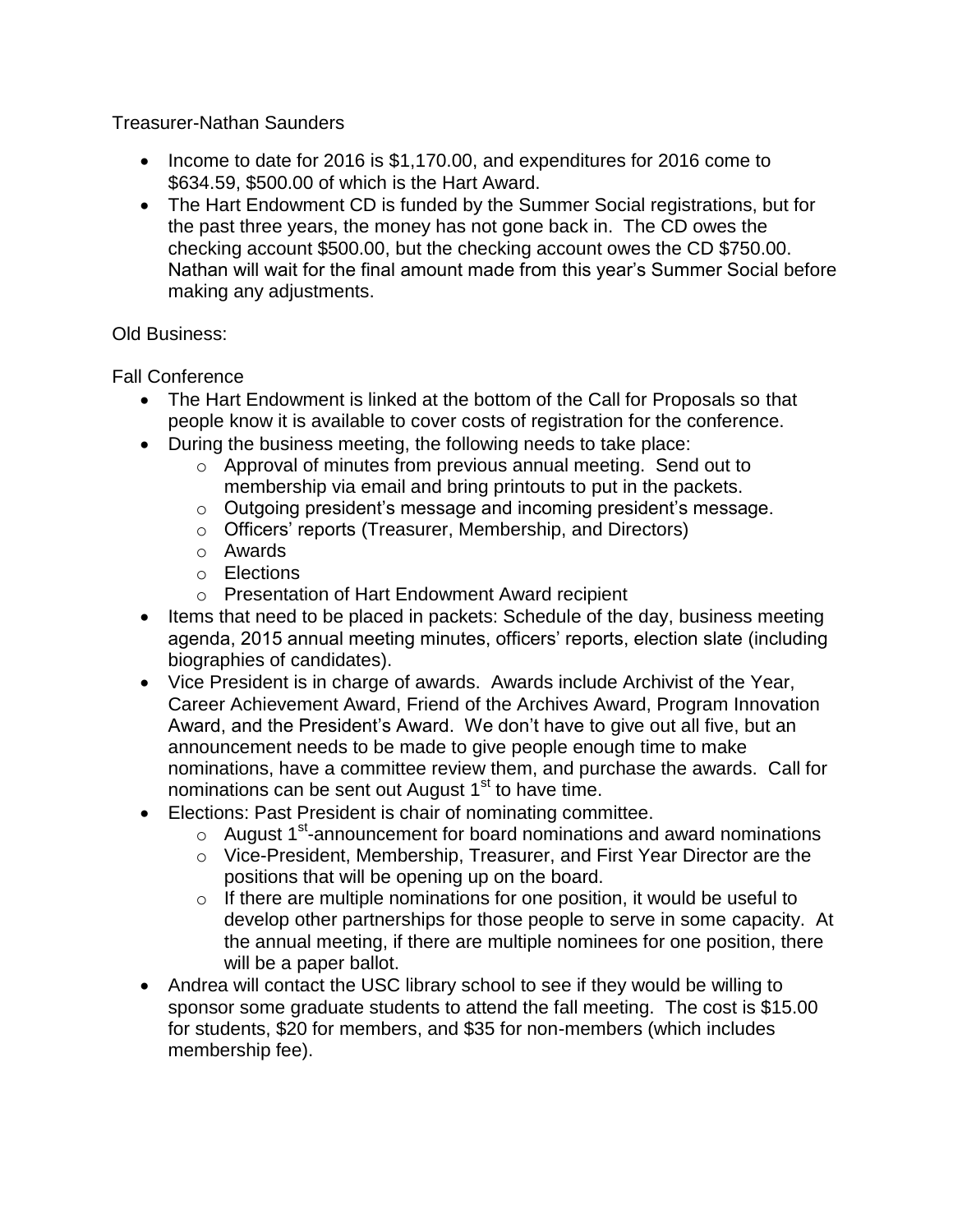Treasurer-Nathan Saunders

- Income to date for 2016 is $1,170.00, and expenditures for 2016 come to $634.59, $500.00 of which is the Hart Award.
- The Hart Endowment CD is funded by the Summer Social registrations, but for the past three years, the money has not gone back in. The CD owes the checking account $500.00, but the checking account owes the CD $750.00. Nathan will wait for the final amount made from this year's Summer Social before making any adjustments.

Old Business:

Fall Conference

- The Hart Endowment is linked at the bottom of the Call for Proposals so that people know it is available to cover costs of registration for the conference.
- During the business meeting, the following needs to take place:
  - Approval of minutes from previous annual meeting. Send out to membership via email and bring printouts to put in the packets.
  - Outgoing president's message and incoming president's message.
  - Officers' reports (Treasurer, Membership, and Directors)
  - Awards
  - Elections
  - Presentation of Hart Endowment Award recipient
- Items that need to be placed in packets: Schedule of the day, business meeting agenda, 2015 annual meeting minutes, officers' reports, election slate (including biographies of candidates).
- Vice President is in charge of awards. Awards include Archivist of the Year, Career Achievement Award, Friend of the Archives Award, Program Innovation Award, and the President's Award. We don't have to give out all five, but an announcement needs to be made to give people enough time to make nominations, have a committee review them, and purchase the awards. Call for nominations can be sent out August 1st to have time.
- Elections: Past President is chair of nominating committee.
  - August 1st-announcement for board nominations and award nominations
  - Vice-President, Membership, Treasurer, and First Year Director are the positions that will be opening up on the board.
  - If there are multiple nominations for one position, it would be useful to develop other partnerships for those people to serve in some capacity. At the annual meeting, if there are multiple nominees for one position, there will be a paper ballot.
- Andrea will contact the USC library school to see if they would be willing to sponsor some graduate students to attend the fall meeting. The cost is $15.00 for students, $20 for members, and $35 for non-members (which includes membership fee).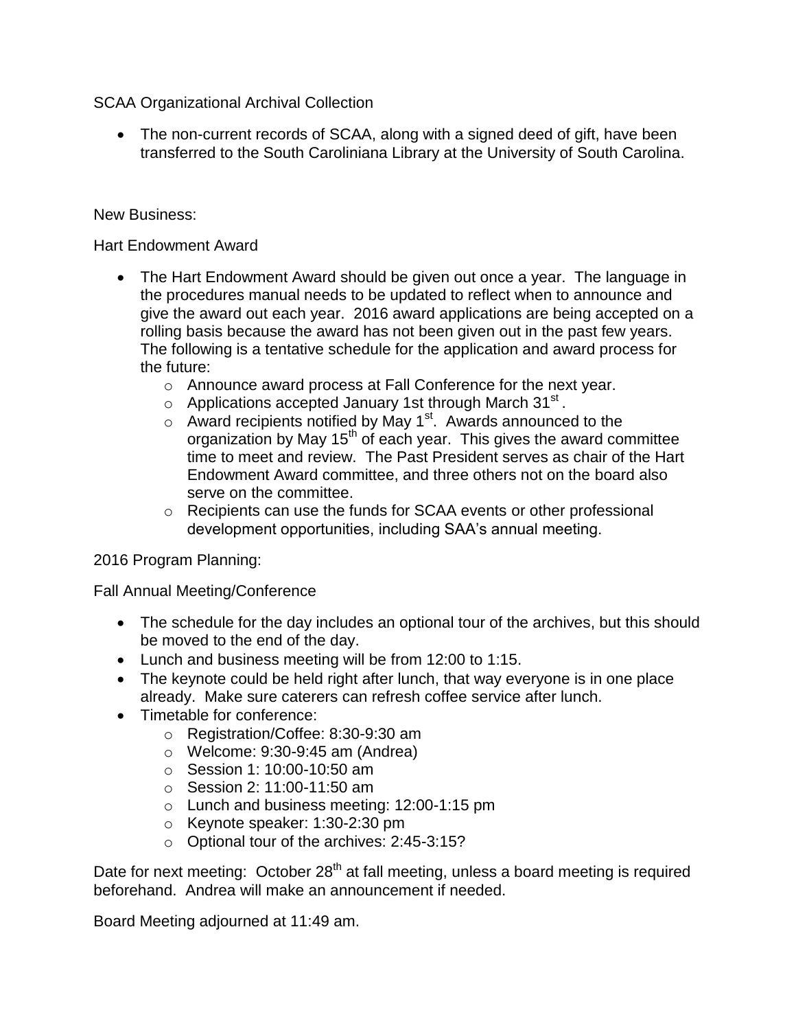SCAA Organizational Archival Collection

- The non-current records of SCAA, along with a signed deed of gift, have been transferred to the South Caroliniana Library at the University of South Carolina.

New Business:

Hart Endowment Award

- The Hart Endowment Award should be given out once a year. The language in the procedures manual needs to be updated to reflect when to announce and give the award out each year. 2016 award applications are being accepted on a rolling basis because the award has not been given out in the past few years. The following is a tentative schedule for the application and award process for the future:
    - Announce award process at Fall Conference for the next year.
    - Applications accepted January 1st through March 31st.
    - Award recipients notified by May 1st. Awards announced to the organization by May 15th of each year. This gives the award committee time to meet and review. The Past President serves as chair of the Hart Endowment Award committee, and three others not on the board also serve on the committee.
    - Recipients can use the funds for SCAA events or other professional development opportunities, including SAA's annual meeting.

2016 Program Planning:

Fall Annual Meeting/Conference

- The schedule for the day includes an optional tour of the archives, but this should be moved to the end of the day.
- Lunch and business meeting will be from 12:00 to 1:15.
- The keynote could be held right after lunch, that way everyone is in one place already. Make sure caterers can refresh coffee service after lunch.
- Timetable for conference:
    - Registration/Coffee: 8:30-9:30 am
    - Welcome: 9:30-9:45 am (Andrea)
    - Session 1: 10:00-10:50 am
    - Session 2: 11:00-11:50 am
    - Lunch and business meeting: 12:00-1:15 pm
    - Keynote speaker: 1:30-2:30 pm
    - Optional tour of the archives: 2:45-3:15?

Date for next meeting: October 28th at fall meeting, unless a board meeting is required beforehand. Andrea will make an announcement if needed.

Board Meeting adjourned at 11:49 am.